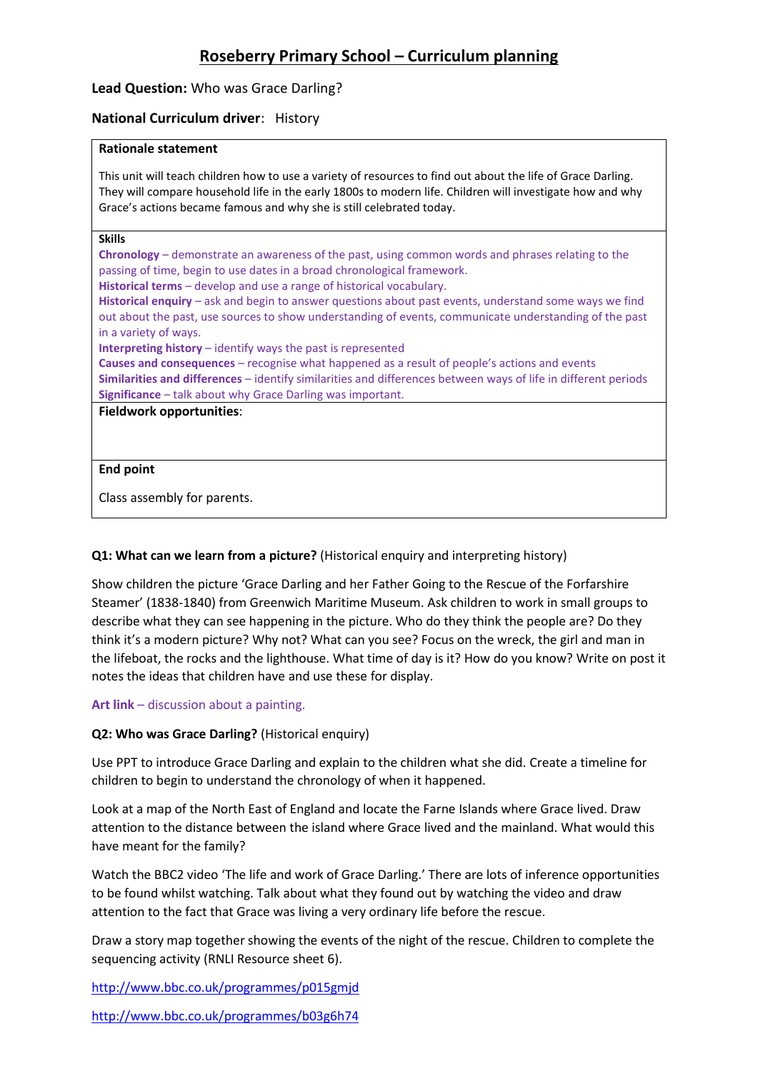# Roseberry Primary School – Curriculum planning

**Lead Question:** Who was Grace Darling?

**National Curriculum driver**: History

**Rationale statement**

This unit will teach children how to use a variety of resources to find out about the life of Grace Darling. They will compare household life in the early 1800s to modern life. Children will investigate how and why Grace's actions became famous and why she is still celebrated today.

**Skills**

**Chronology** – demonstrate an awareness of the past, using common words and phrases relating to the passing of time, begin to use dates in a broad chronological framework.
**Historical terms** – develop and use a range of historical vocabulary.
**Historical enquiry** – ask and begin to answer questions about past events, understand some ways we find out about the past, use sources to show understanding of events, communicate understanding of the past in a variety of ways.
**Interpreting history** – identify ways the past is represented
**Causes and consequences** – recognise what happened as a result of people's actions and events
**Similarities and differences** – identify similarities and differences between ways of life in different periods
**Significance** – talk about why Grace Darling was important.

**Fieldwork opportunities**:

**End point**

Class assembly for parents.

**Q1: What can we learn from a picture?** (Historical enquiry and interpreting history)

Show children the picture 'Grace Darling and her Father Going to the Rescue of the Forfarshire Steamer' (1838-1840) from Greenwich Maritime Museum. Ask children to work in small groups to describe what they can see happening in the picture. Who do they think the people are? Do they think it's a modern picture? Why not? What can you see? Focus on the wreck, the girl and man in the lifeboat, the rocks and the lighthouse. What time of day is it? How do you know? Write on post it notes the ideas that children have and use these for display.

**Art link** – discussion about a painting.

**Q2: Who was Grace Darling?** (Historical enquiry)

Use PPT to introduce Grace Darling and explain to the children what she did. Create a timeline for children to begin to understand the chronology of when it happened.

Look at a map of the North East of England and locate the Farne Islands where Grace lived. Draw attention to the distance between the island where Grace lived and the mainland. What would this have meant for the family?

Watch the BBC2 video 'The life and work of Grace Darling.' There are lots of inference opportunities to be found whilst watching. Talk about what they found out by watching the video and draw attention to the fact that Grace was living a very ordinary life before the rescue.

Draw a story map together showing the events of the night of the rescue. Children to complete the sequencing activity (RNLI Resource sheet 6).

http://www.bbc.co.uk/programmes/p015gmjd

http://www.bbc.co.uk/programmes/b03g6h74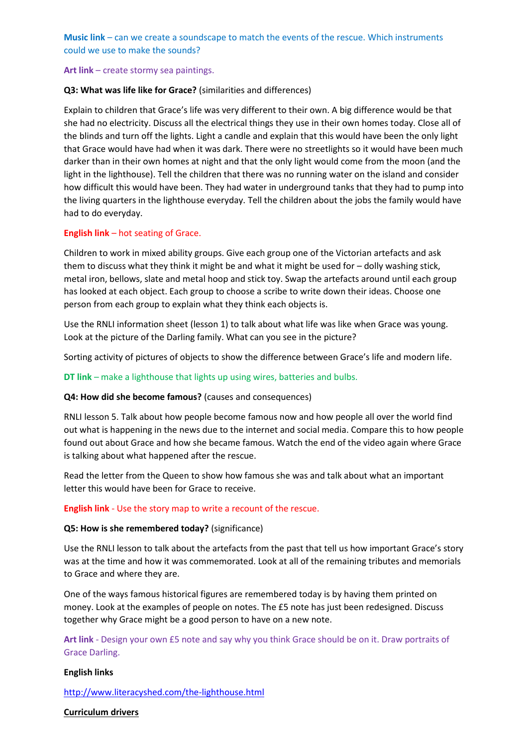**Music link** – can we create a soundscape to match the events of the rescue. Which instruments could we use to make the sounds?

**Art link** – create stormy sea paintings.

**Q3: What was life like for Grace?** (similarities and differences)

Explain to children that Grace's life was very different to their own. A big difference would be that she had no electricity. Discuss all the electrical things they use in their own homes today. Close all of the blinds and turn off the lights. Light a candle and explain that this would have been the only light that Grace would have had when it was dark. There were no streetlights so it would have been much darker than in their own homes at night and that the only light would come from the moon (and the light in the lighthouse). Tell the children that there was no running water on the island and consider how difficult this would have been. They had water in underground tanks that they had to pump into the living quarters in the lighthouse everyday. Tell the children about the jobs the family would have had to do everyday.

**English link** – hot seating of Grace.

Children to work in mixed ability groups. Give each group one of the Victorian artefacts and ask them to discuss what they think it might be and what it might be used for – dolly washing stick, metal iron, bellows, slate and metal hoop and stick toy. Swap the artefacts around until each group has looked at each object. Each group to choose a scribe to write down their ideas. Choose one person from each group to explain what they think each objects is.

Use the RNLI information sheet (lesson 1) to talk about what life was like when Grace was young. Look at the picture of the Darling family. What can you see in the picture?

Sorting activity of pictures of objects to show the difference between Grace's life and modern life.

**DT link** – make a lighthouse that lights up using wires, batteries and bulbs.

**Q4: How did she become famous?** (causes and consequences)

RNLI lesson 5. Talk about how people become famous now and how people all over the world find out what is happening in the news due to the internet and social media. Compare this to how people found out about Grace and how she became famous. Watch the end of the video again where Grace is talking about what happened after the rescue.

Read the letter from the Queen to show how famous she was and talk about what an important letter this would have been for Grace to receive.

**English link** - Use the story map to write a recount of the rescue.

**Q5: How is she remembered today?** (significance)

Use the RNLI lesson to talk about the artefacts from the past that tell us how important Grace's story was at the time and how it was commemorated. Look at all of the remaining tributes and memorials to Grace and where they are.

One of the ways famous historical figures are remembered today is by having them printed on money. Look at the examples of people on notes. The £5 note has just been redesigned. Discuss together why Grace might be a good person to have on a new note.

**Art link** - Design your own £5 note and say why you think Grace should be on it. Draw portraits of Grace Darling.

**English links**

http://www.literacyshed.com/the-lighthouse.html

**Curriculum drivers**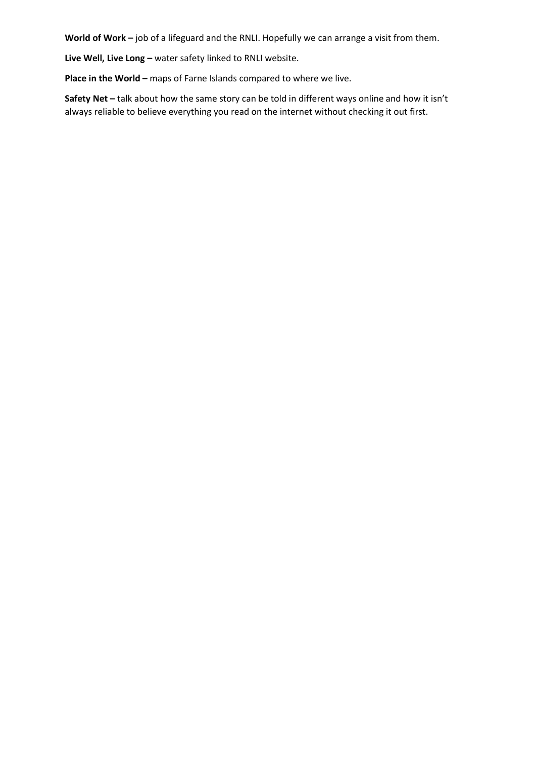**World of Work –** job of a lifeguard and the RNLI. Hopefully we can arrange a visit from them.

**Live Well, Live Long –** water safety linked to RNLI website.

**Place in the World –** maps of Farne Islands compared to where we live.

**Safety Net –** talk about how the same story can be told in different ways online and how it isn't always reliable to believe everything you read on the internet without checking it out first.